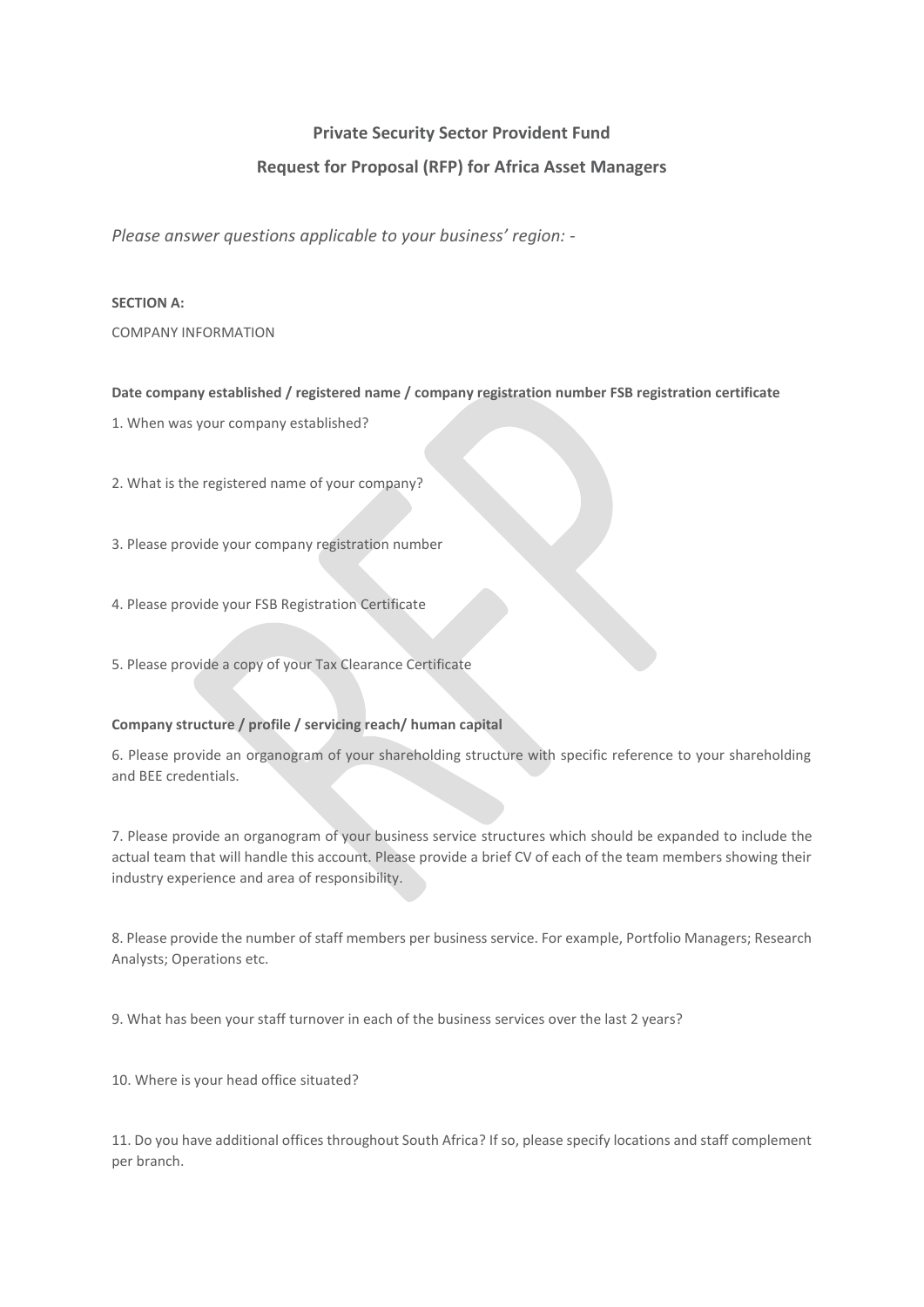# Private Security Sector Provident Fund

## Request for Proposal (RFP) for Africa Asset Managers

*Please answer questions applicable to your business' region: -*

**SECTION A:**

COMPANY INFORMATION

**Date company established / registered name / company registration number FSB registration certificate**

1. When was your company established?

2. What is the registered name of your company?

3. Please provide your company registration number

4. Please provide your FSB Registration Certificate

5. Please provide a copy of your Tax Clearance Certificate

**Company structure / profile / servicing reach/ human capital**

6. Please provide an organogram of your shareholding structure with specific reference to your shareholding and BEE credentials.

7. Please provide an organogram of your business service structures which should be expanded to include the actual team that will handle this account. Please provide a brief CV of each of the team members showing their industry experience and area of responsibility.

8. Please provide the number of staff members per business service. For example, Portfolio Managers; Research Analysts; Operations etc.

9. What has been your staff turnover in each of the business services over the last 2 years?

10. Where is your head office situated?

11. Do you have additional offices throughout South Africa? If so, please specify locations and staff complement per branch.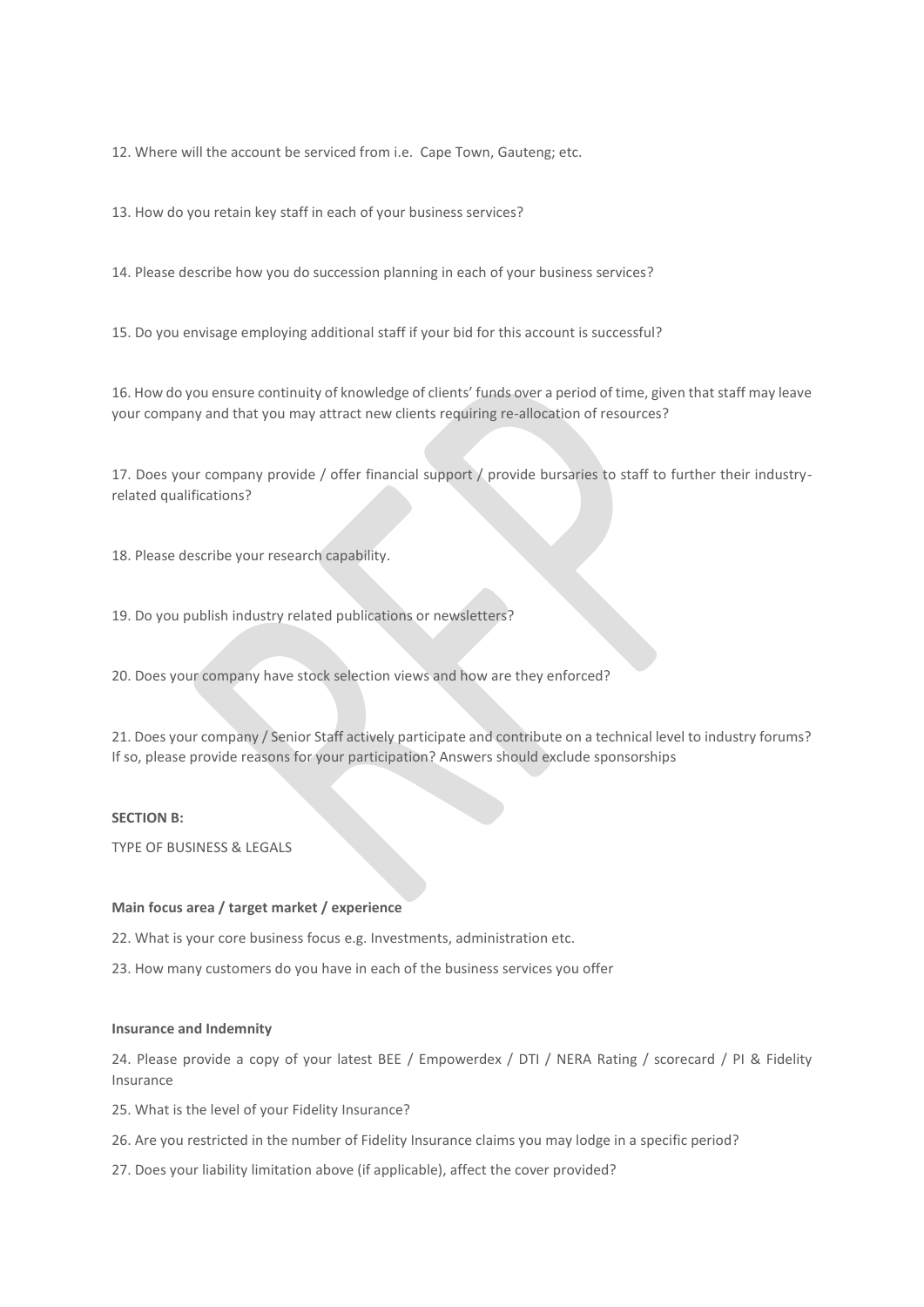12. Where will the account be serviced from i.e. Cape Town, Gauteng; etc.

13. How do you retain key staff in each of your business services?

14. Please describe how you do succession planning in each of your business services?

15. Do you envisage employing additional staff if your bid for this account is successful?

16. How do you ensure continuity of knowledge of clients' funds over a period of time, given that staff may leave your company and that you may attract new clients requiring re-allocation of resources?

17. Does your company provide / offer financial support / provide bursaries to staff to further their industry-related qualifications?

18. Please describe your research capability.

19. Do you publish industry related publications or newsletters?

20. Does your company have stock selection views and how are they enforced?

21. Does your company / Senior Staff actively participate and contribute on a technical level to industry forums? If so, please provide reasons for your participation? Answers should exclude sponsorships

**SECTION B:**

TYPE OF BUSINESS & LEGALS

**Main focus area / target market / experience**

22. What is your core business focus e.g. Investments, administration etc.

23. How many customers do you have in each of the business services you offer

**Insurance and Indemnity**

24. Please provide a copy of your latest BEE / Empowerdex / DTI / NERA Rating / scorecard / PI & Fidelity Insurance

25. What is the level of your Fidelity Insurance?

26. Are you restricted in the number of Fidelity Insurance claims you may lodge in a specific period?

27. Does your liability limitation above (if applicable), affect the cover provided?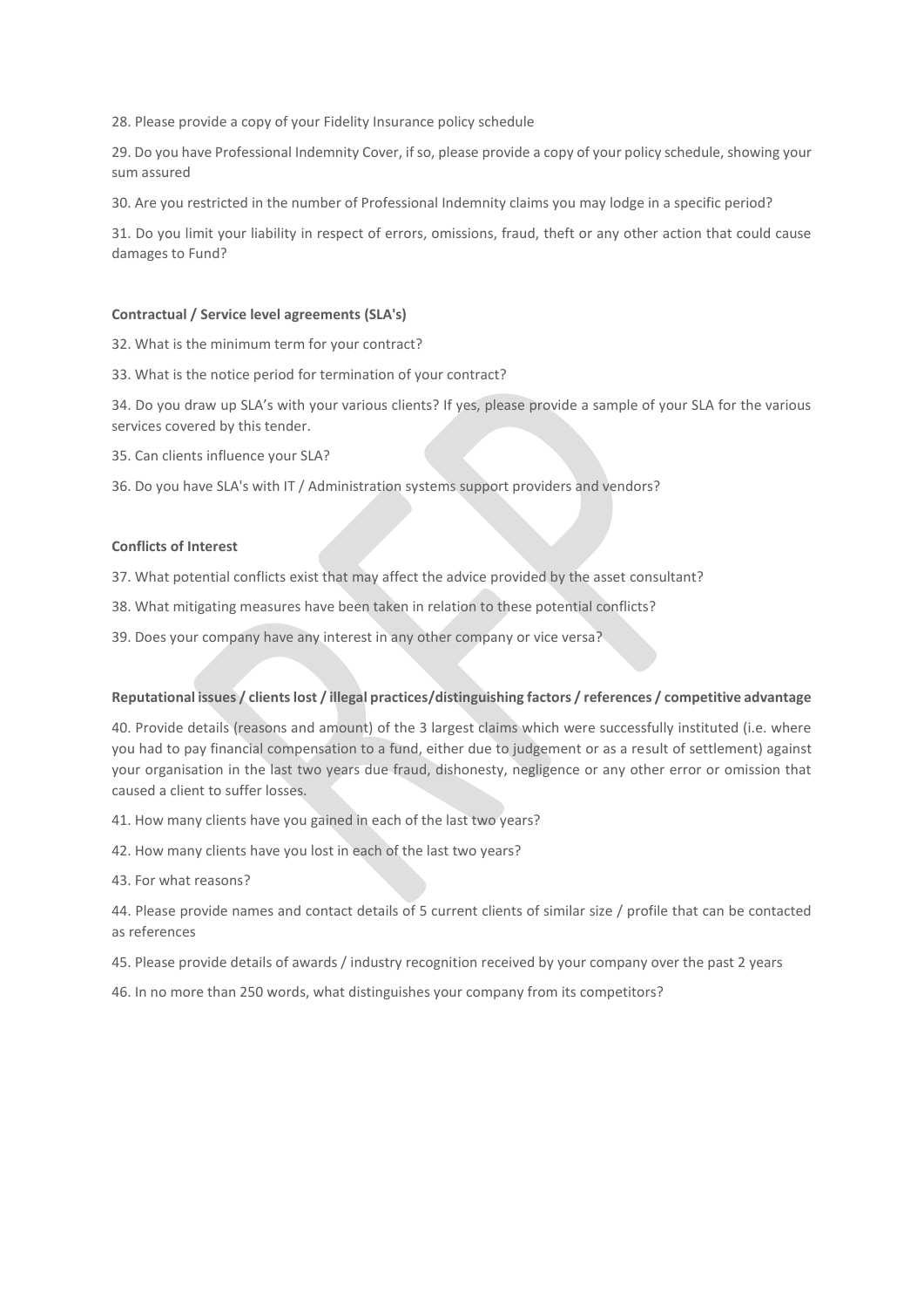28. Please provide a copy of your Fidelity Insurance policy schedule

29. Do you have Professional Indemnity Cover, if so, please provide a copy of your policy schedule, showing your sum assured

30. Are you restricted in the number of Professional Indemnity claims you may lodge in a specific period?

31. Do you limit your liability in respect of errors, omissions, fraud, theft or any other action that could cause damages to Fund?

**Contractual / Service level agreements (SLA's)**

32. What is the minimum term for your contract?

33. What is the notice period for termination of your contract?

34. Do you draw up SLA's with your various clients? If yes, please provide a sample of your SLA for the various services covered by this tender.

35. Can clients influence your SLA?

36. Do you have SLA's with IT / Administration systems support providers and vendors?

**Conflicts of Interest**

37. What potential conflicts exist that may affect the advice provided by the asset consultant?

38. What mitigating measures have been taken in relation to these potential conflicts?

39. Does your company have any interest in any other company or vice versa?

**Reputational issues / clients lost / illegal practices/distinguishing factors / references / competitive advantage**

40. Provide details (reasons and amount) of the 3 largest claims which were successfully instituted (i.e. where you had to pay financial compensation to a fund, either due to judgement or as a result of settlement) against your organisation in the last two years due fraud, dishonesty, negligence or any other error or omission that caused a client to suffer losses.

41. How many clients have you gained in each of the last two years?

42. How many clients have you lost in each of the last two years?

43. For what reasons?

44. Please provide names and contact details of 5 current clients of similar size / profile that can be contacted as references

45. Please provide details of awards / industry recognition received by your company over the past 2 years

46. In no more than 250 words, what distinguishes your company from its competitors?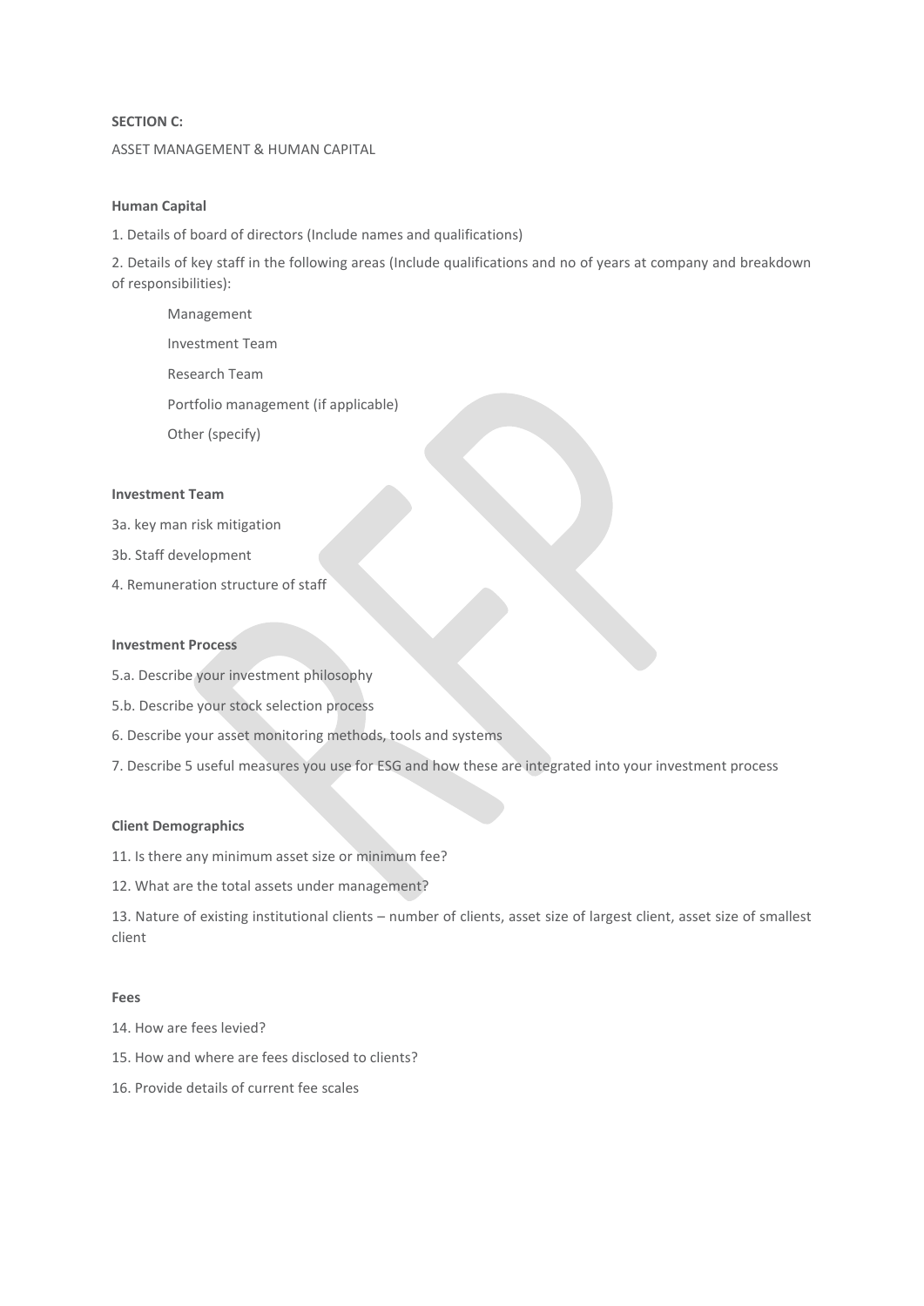**SECTION C:**

ASSET MANAGEMENT & HUMAN CAPITAL

**Human Capital**

1. Details of board of directors (Include names and qualifications)

2. Details of key staff in the following areas (Include qualifications and no of years at company and breakdown of responsibilities):

    Management

    Investment Team

    Research Team

    Portfolio management (if applicable)

    Other (specify)

**Investment Team**

3a. key man risk mitigation

3b. Staff development

4. Remuneration structure of staff

**Investment Process**

5.a. Describe your investment philosophy

5.b. Describe your stock selection process

6. Describe your asset monitoring methods, tools and systems

7. Describe 5 useful measures you use for ESG and how these are integrated into your investment process

**Client Demographics**

11. Is there any minimum asset size or minimum fee?

12. What are the total assets under management?

13. Nature of existing institutional clients – number of clients, asset size of largest client, asset size of smallest client

**Fees**

14. How are fees levied?

15. How and where are fees disclosed to clients?

16. Provide details of current fee scales